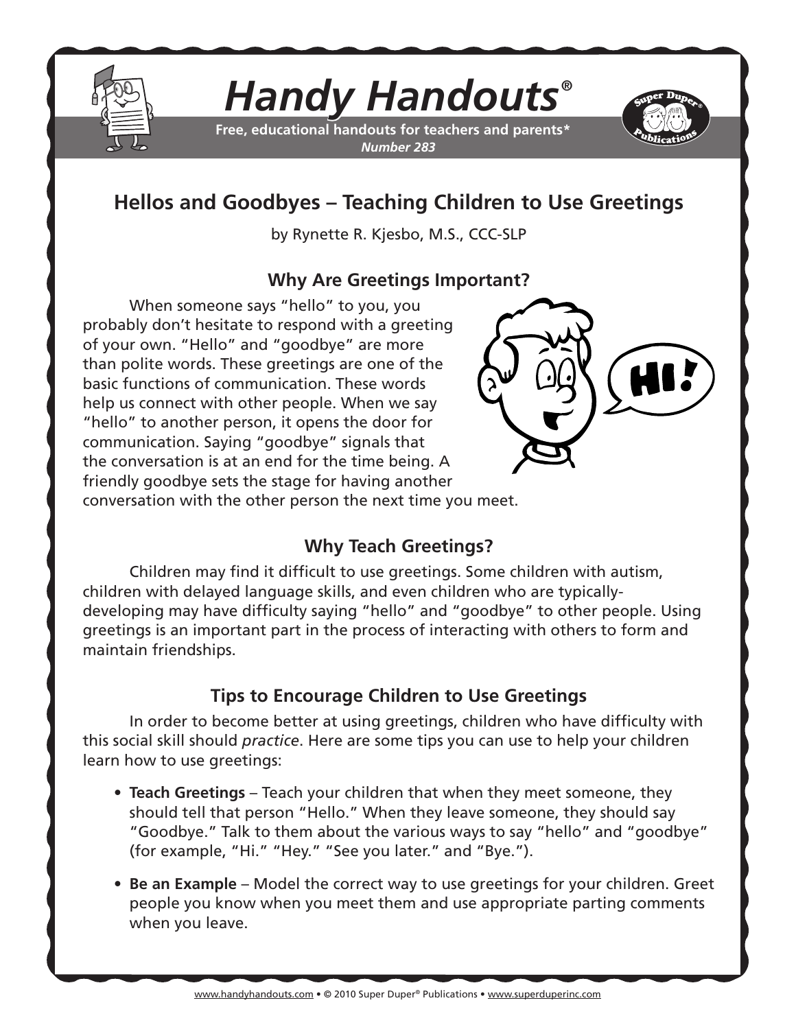# *Handy Handouts®*

**Free, educational handouts for teachers and parents***
***Number 283***

## Hellos and Goodbyes – Teaching Children to Use Greetings

by Rynette R. Kjesbo, M.S., CCC-SLP

### Why Are Greetings Important?

When someone says "hello" to you, you probably don't hesitate to respond with a greeting of your own. "Hello" and "goodbye" are more than polite words. These greetings are one of the basic functions of communication. These words help us connect with other people. When we say "hello" to another person, it opens the door for communication. Saying "goodbye" signals that the conversation is at an end for the time being. A friendly goodbye sets the stage for having another conversation with the other person the next time you meet.

### Why Teach Greetings?

Children may find it difficult to use greetings. Some children with autism, children with delayed language skills, and even children who are typically-developing may have difficulty saying "hello" and "goodbye" to other people. Using greetings is an important part in the process of interacting with others to form and maintain friendships.

### Tips to Encourage Children to Use Greetings

In order to become better at using greetings, children who have difficulty with this social skill should *practice*. Here are some tips you can use to help your children learn how to use greetings:

- **Teach Greetings** – Teach your children that when they meet someone, they should tell that person "Hello." When they leave someone, they should say "Goodbye." Talk to them about the various ways to say "hello" and "goodbye" (for example, "Hi." "Hey." "See you later." and "Bye.").
- **Be an Example** – Model the correct way to use greetings for your children. Greet people you know when you meet them and use appropriate parting comments when you leave.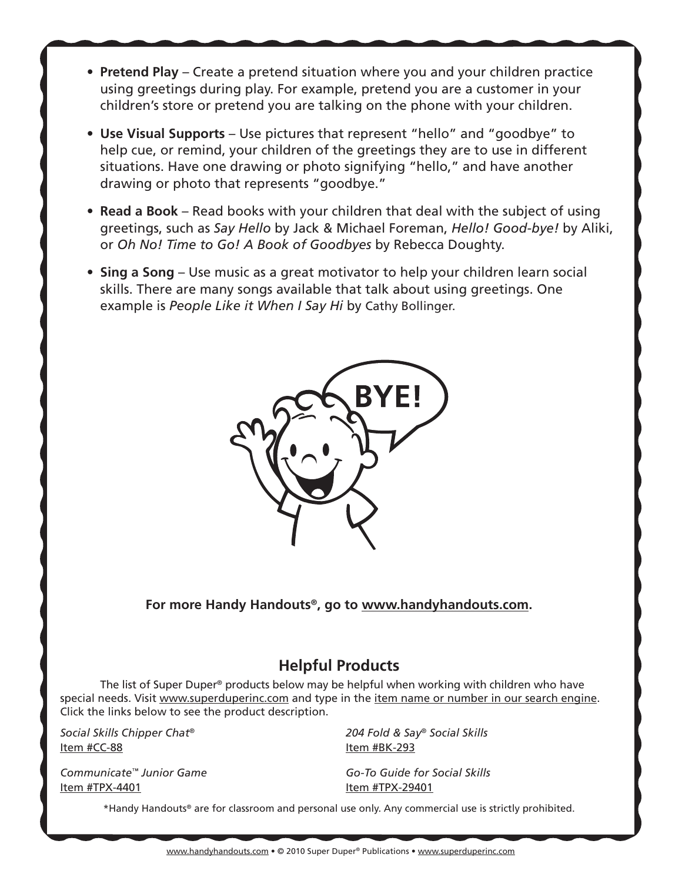- **Pretend Play** – Create a pretend situation where you and your children practice using greetings during play. For example, pretend you are a customer in your children's store or pretend you are talking on the phone with your children.
- **Use Visual Supports** – Use pictures that represent "hello" and "goodbye" to help cue, or remind, your children of the greetings they are to use in different situations. Have one drawing or photo signifying "hello," and have another drawing or photo that represents "goodbye."
- **Read a Book** – Read books with your children that deal with the subject of using greetings, such as *Say Hello* by Jack & Michael Foreman, *Hello! Good-bye!* by Aliki, or *Oh No! Time to Go! A Book of Goodbyes* by Rebecca Doughty.
- **Sing a Song** – Use music as a great motivator to help your children learn social skills. There are many songs available that talk about using greetings. One example is *People Like it When I Say Hi* by Cathy Bollinger.

**For more Handy Handouts®, go to www.handyhandouts.com.**

## Helpful Products

The list of Super Duper® products below may be helpful when working with children who have special needs. Visit www.superduperinc.com and type in the item name or number in our search engine. Click the links below to see the product description.

*Social Skills Chipper Chat®*
Item #CC-88

*Communicate™ Junior Game*
Item #TPX-4401

*204 Fold & Say® Social Skills*
Item #BK-293

*Go-To Guide for Social Skills*
Item #TPX-29401

*Handy Handouts® are for classroom and personal use only. Any commercial use is strictly prohibited.

www.handyhandouts.com • © 2010 Super Duper® Publications • www.superduperinc.com